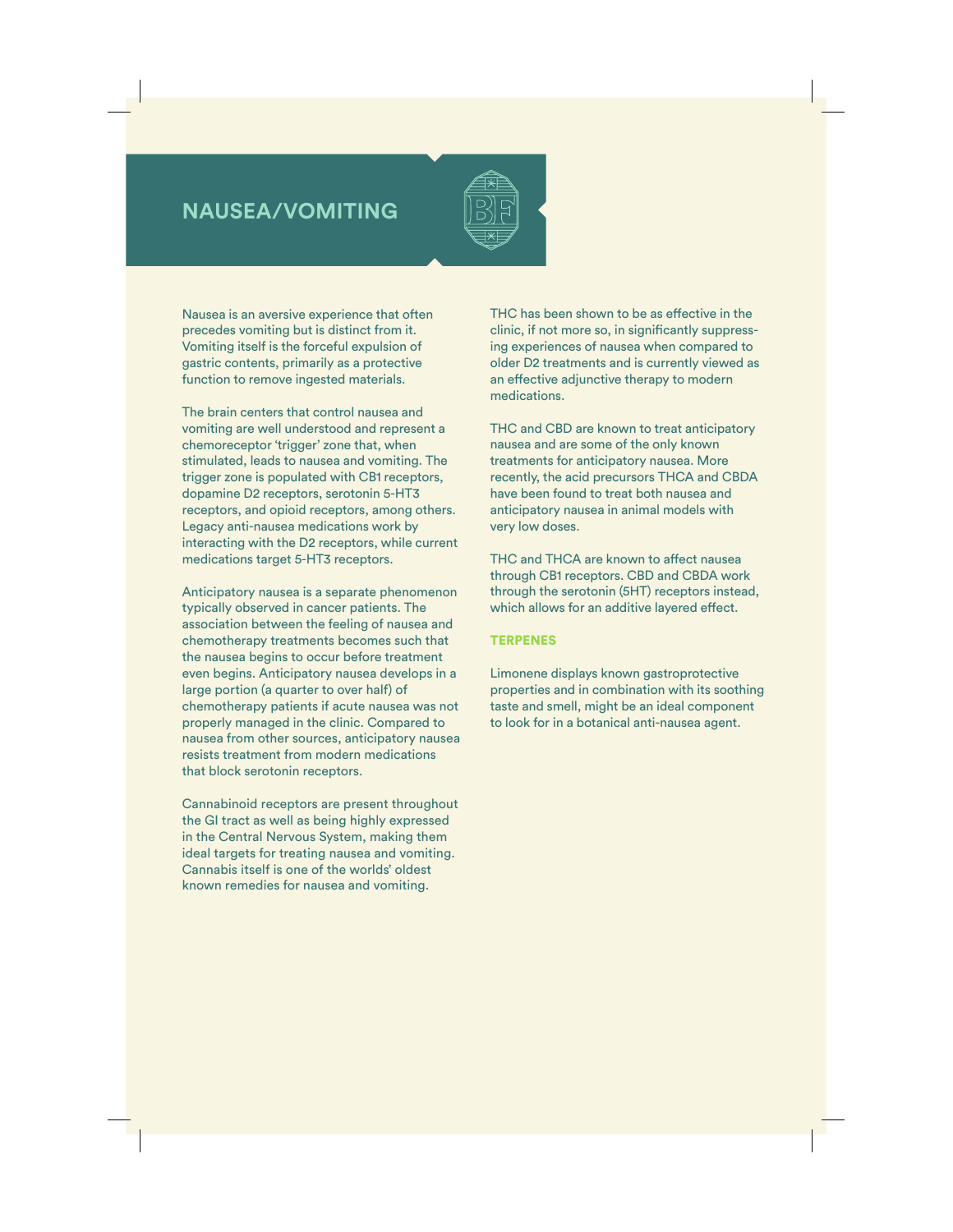# NAUSEA/VOMITING

Nausea is an aversive experience that often precedes vomiting but is distinct from it. Vomiting itself is the forceful expulsion of gastric contents, primarily as a protective function to remove ingested materials.

The brain centers that control nausea and vomiting are well understood and represent a chemoreceptor 'trigger' zone that, when stimulated, leads to nausea and vomiting. The trigger zone is populated with CB1 receptors, dopamine D2 receptors, serotonin 5-HT3 receptors, and opioid receptors, among others. Legacy anti-nausea medications work by interacting with the D2 receptors, while current medications target 5-HT3 receptors.

Anticipatory nausea is a separate phenomenon typically observed in cancer patients. The association between the feeling of nausea and chemotherapy treatments becomes such that the nausea begins to occur before treatment even begins. Anticipatory nausea develops in a large portion (a quarter to over half) of chemotherapy patients if acute nausea was not properly managed in the clinic. Compared to nausea from other sources, anticipatory nausea resists treatment from modern medications that block serotonin receptors.

Cannabinoid receptors are present throughout the GI tract as well as being highly expressed in the Central Nervous System, making them ideal targets for treating nausea and vomiting. Cannabis itself is one of the worlds' oldest known remedies for nausea and vomiting.

THC has been shown to be as effective in the clinic, if not more so, in significantly suppressing experiences of nausea when compared to older D2 treatments and is currently viewed as an effective adjunctive therapy to modern medications.

THC and CBD are known to treat anticipatory nausea and are some of the only known treatments for anticipatory nausea. More recently, the acid precursors THCA and CBDA have been found to treat both nausea and anticipatory nausea in animal models with very low doses.

THC and THCA are known to affect nausea through CB1 receptors. CBD and CBDA work through the serotonin (5HT) receptors instead, which allows for an additive layered effect.

## TERPENES

Limonene displays known gastroprotective properties and in combination with its soothing taste and smell, might be an ideal component to look for in a botanical anti-nausea agent.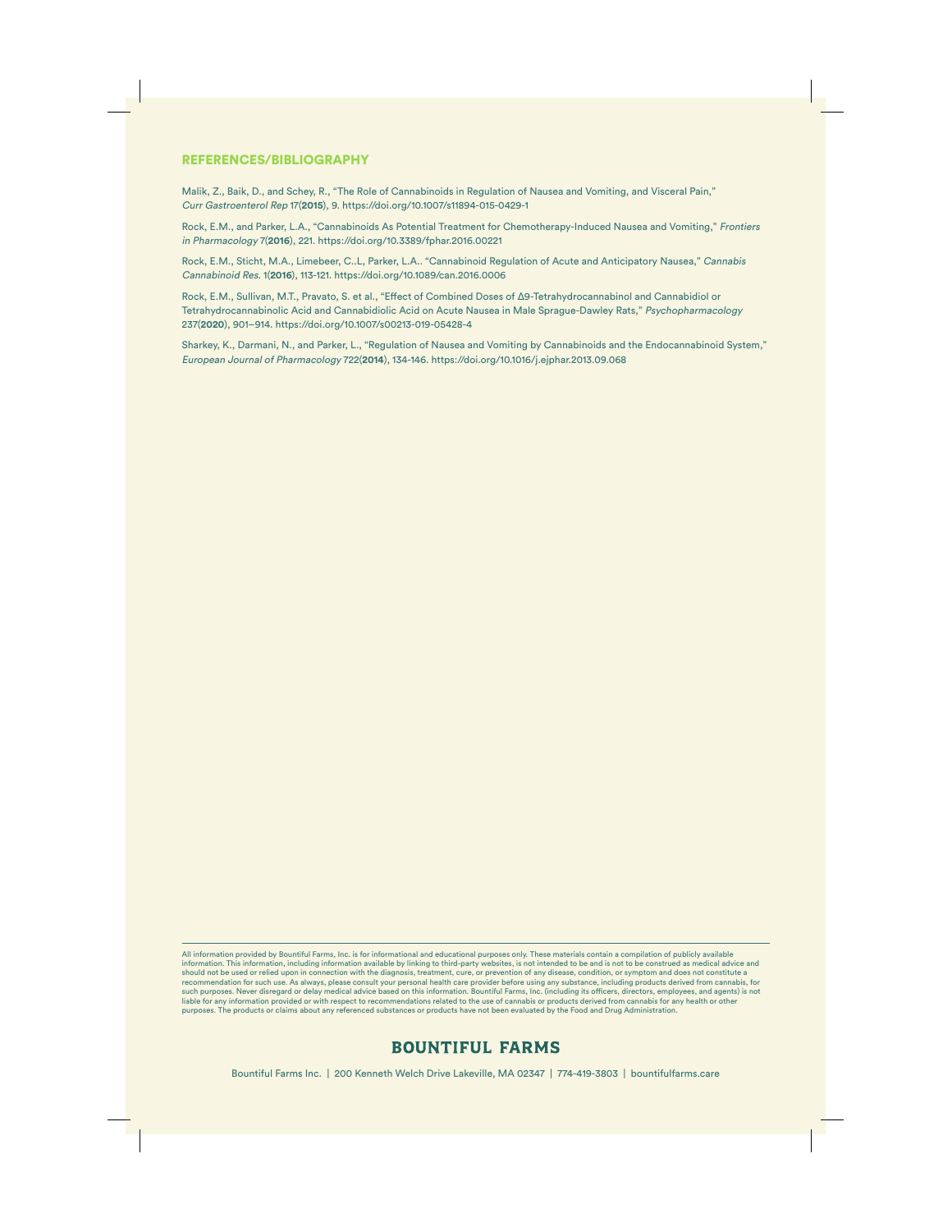## REFERENCES/BIBLIOGRAPHY

Malik, Z., Baik, D., and Schey, R., "The Role of Cannabinoids in Regulation of Nausea and Vomiting, and Visceral Pain," *Curr Gastroenterol Rep* 17(**2015**), 9. https://doi.org/10.1007/s11894-015-0429-1

Rock, E.M., and Parker, L.A., "Cannabinoids As Potential Treatment for Chemotherapy-Induced Nausea and Vomiting," *Frontiers in Pharmacology* 7(**2016**), 221. https://doi.org/10.3389/fphar.2016.00221

Rock, E.M., Sticht, M.A., Limebeer, C..L, Parker, L.A.. "Cannabinoid Regulation of Acute and Anticipatory Nausea," *Cannabis Cannabinoid Res.* 1(**2016**), 113-121. https://doi.org/10.1089/can.2016.0006

Rock, E.M., Sullivan, M.T., Pravato, S. et al., "Effect of Combined Doses of Δ9-Tetrahydrocannabinol and Cannabidiol or Tetrahydrocannabinolic Acid and Cannabidiolic Acid on Acute Nausea in Male Sprague-Dawley Rats," *Psychopharmacology* 237(**2020**), 901–914. https://doi.org/10.1007/s00213-019-05428-4

Sharkey, K., Darmani, N., and Parker, L., "Regulation of Nausea and Vomiting by Cannabinoids and the Endocannabinoid System," *European Journal of Pharmacology* 722(**2014**), 134-146. https://doi.org/10.1016/j.ejphar.2013.09.068

---

All information provided by Bountiful Farms, Inc. is for informational and educational purposes only. These materials contain a compilation of publicly available information. This information, including information available by linking to third-party websites, is not intended to be and is not to be construed as medical advice and should not be used or relied upon in connection with the diagnosis, treatment, cure, or prevention of any disease, condition, or symptom and does not constitute a recommendation for such use. As always, please consult your personal health care provider before using any substance, including products derived from cannabis, for such purposes. Never disregard or delay medical advice based on this information. Bountiful Farms, Inc. (including its officers, directors, employees, and agents) is not liable for any information provided or with respect to recommendations related to the use of cannabis or products derived from cannabis for any health or other purposes. The products or claims about any referenced substances or products have not been evaluated by the Food and Drug Administration.

**BOUNTIFUL FARMS**

Bountiful Farms Inc. | 200 Kenneth Welch Drive Lakeville, MA 02347 | 774-419-3803 | bountifulfarms.care